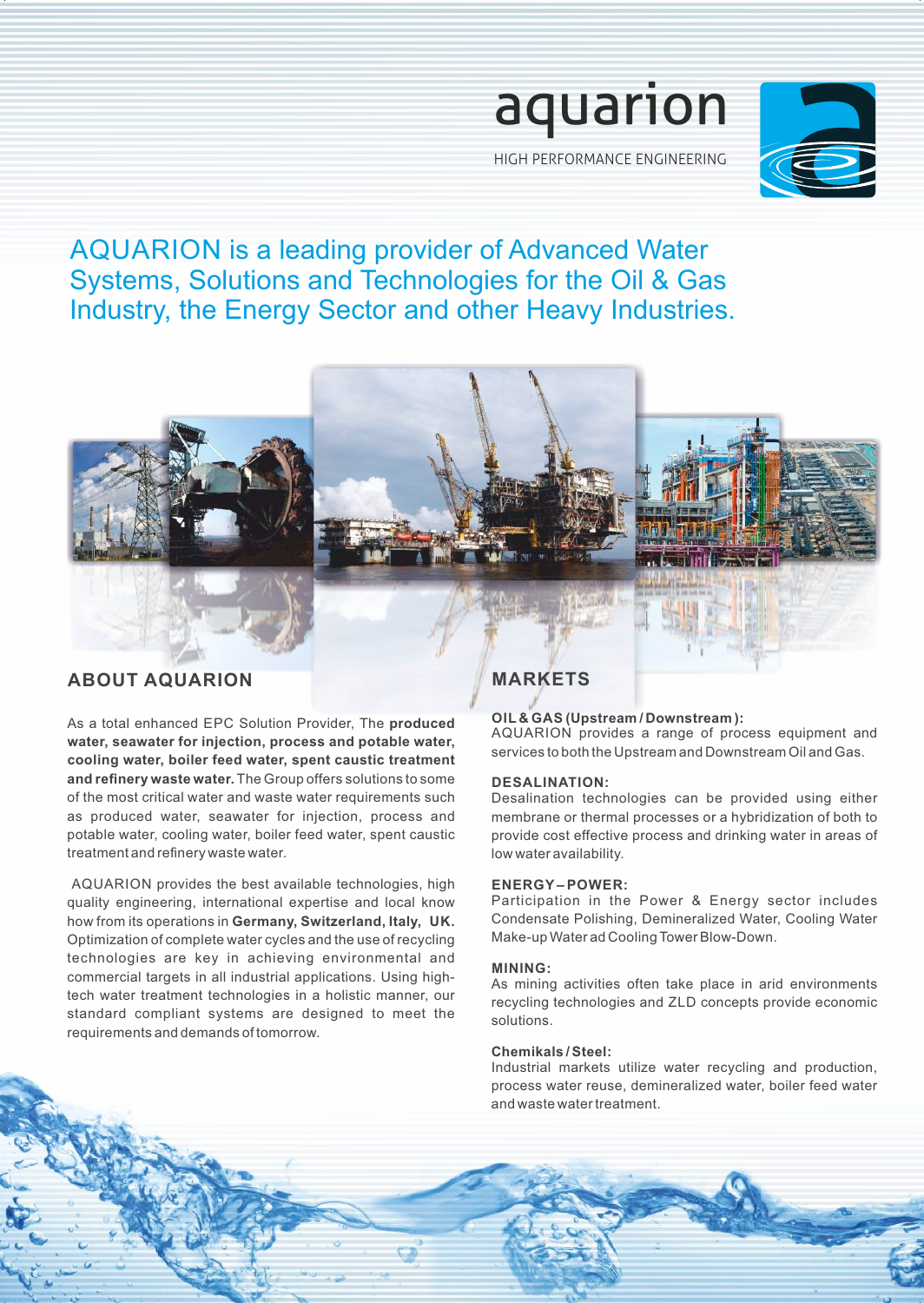aquarion

HIGH PERFORMANCE ENGINEERING

# AQUARION is a leading provider of Advanced Water Systems, Solutions and Technologies for the Oil & Gas Industry, the Energy Sector and other Heavy Industries.

## ABOUT AQUARION

As a total enhanced EPC Solution Provider, The **produced water, seawater for injection, process and potable water, cooling water, boiler feed water, spent caustic treatment and refinery waste water.** The Group offers solutions to some of the most critical water and waste water requirements such as produced water, seawater for injection, process and potable water, cooling water, boiler feed water, spent caustic treatment and refinery waste water.

AQUARION provides the best available technologies, high quality engineering, international expertise and local know how from its operations in **Germany, Switzerland, Italy, UK.** Optimization of complete water cycles and the use of recycling technologies are key in achieving environmental and commercial targets in all industrial applications. Using high-tech water treatment technologies in a holistic manner, our standard compliant systems are designed to meet the requirements and demands of tomorrow.

## MARKETS

**OIL & GAS (Upstream / Downstream):**
AQUARION provides a range of process equipment and services to both the Upstream and Downstream Oil and Gas.

**DESALINATION:**
Desalination technologies can be provided using either membrane or thermal processes or a hybridization of both to provide cost effective process and drinking water in areas of low water availability.

**ENERGY – POWER:**
Participation in the Power & Energy sector includes Condensate Polishing, Demineralized Water, Cooling Water Make-up Water ad Cooling Tower Blow-Down.

**MINING:**
As mining activities often take place in arid environments recycling technologies and ZLD concepts provide economic solutions.

**Chemikals / Steel:**
Industrial markets utilize water recycling and production, process water reuse, demineralized water, boiler feed water and waste water treatment.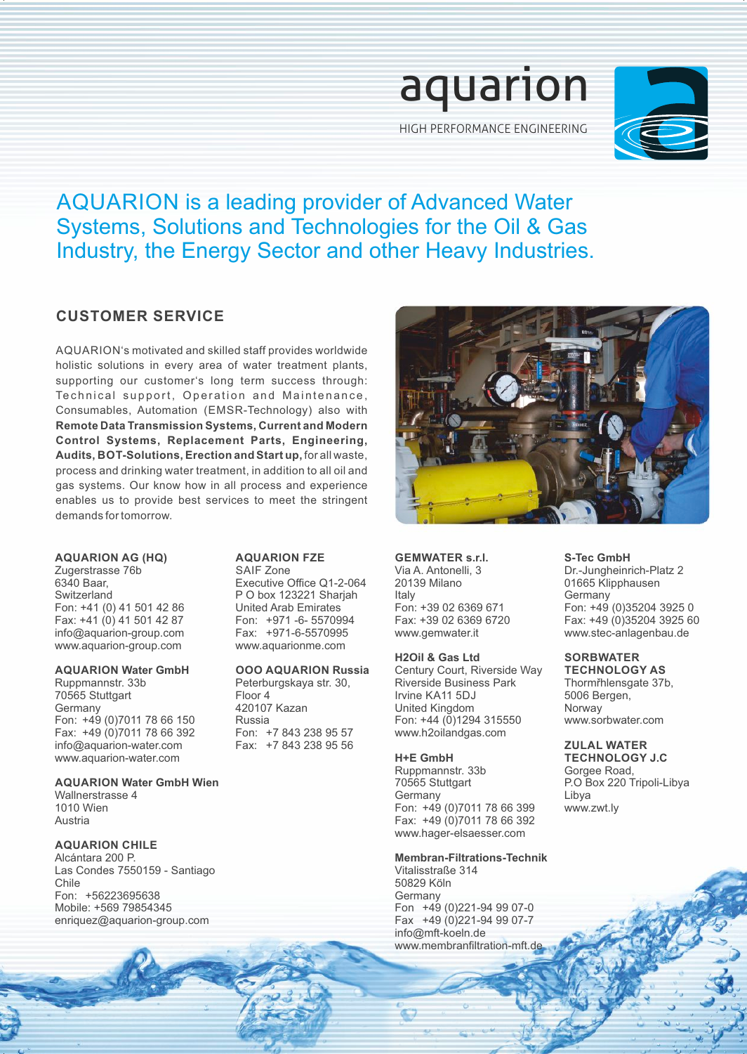aquarion

HIGH PERFORMANCE ENGINEERING

# AQUARION is a leading provider of Advanced Water Systems, Solutions and Technologies for the Oil & Gas Industry, the Energy Sector and other Heavy Industries.

## CUSTOMER SERVICE

AQUARION's motivated and skilled staff provides worldwide holistic solutions in every area of water treatment plants, supporting our customer's long term success through: Technical support, Operation and Maintenance, Consumables, Automation (EMSR-Technology) also with **Remote Data Transmission Systems, Current and Modern Control Systems, Replacement Parts, Engineering, Audits, BOT-Solutions, Erection and Start up,** for all waste, process and drinking water treatment, in addition to all oil and gas systems. Our know how in all process and experience enables us to provide best services to meet the stringent demands for tomorrow.

**AQUARION AG (HQ)**
Zugerstrasse 76b
6340 Baar,
Switzerland
Fon: +41 (0) 41 501 42 86
Fax: +41 (0) 41 501 42 87
info@aquarion-group.com
www.aquarion-group.com

**AQUARION Water GmbH**
Ruppmannstr. 33b
70565 Stuttgart
Germany
Fon: +49 (0)7011 78 66 150
Fax: +49 (0)7011 78 66 392
info@aquarion-water.com
www.aquarion-water.com

**AQUARION Water GmbH Wien**
Wallnerstrasse 4
1010 Wien
Austria

**AQUARION CHILE**
Alcántara 200 P.
Las Condes 7550159 - Santiago
Chile
Fon: +56223695638
Mobile: +569 79854345
enriquez@aquarion-group.com

**AQUARION FZE**
SAIF Zone
Executive Office Q1-2-064
P O box 123221 Sharjah
United Arab Emirates
Fon: +971 -6- 5570994
Fax: +971-6-5570995
www.aquarionme.com

**OOO AQUARION Russia**
Peterburgskaya str. 30,
Floor 4
420107 Kazan
Russia
Fon: +7 843 238 95 57
Fax: +7 843 238 95 56

**GEMWATER s.r.l.**
Via A. Antonelli, 3
20139 Milano
Italy
Fon: +39 02 6369 671
Fax: +39 02 6369 6720
www.gemwater.it

**H2Oil & Gas Ltd**
Century Court, Riverside Way
Riverside Business Park
Irvine KA11 5DJ
United Kingdom
Fon: +44 (0)1294 315550
www.h2oilandgas.com

**H+E GmbH**
Ruppmannstr. 33b
70565 Stuttgart
Germany
Fon: +49 (0)7011 78 66 399
Fax: +49 (0)7011 78 66 392
www.hager-elsaesser.com

**Membran-Filtrations-Technik**
Vitalisstraße 314
50829 Köln
Germany
Fon +49 (0)221-94 99 07-0
Fax +49 (0)221-94 99 07-7
info@mft-koeln.de
www.membranfiltration-mft.de

**S-Tec GmbH**
Dr.-Jungheinrich-Platz 2
01665 Klipphausen
Germany
Fon: +49 (0)35204 3925 0
Fax: +49 (0)35204 3925 60
www.stec-anlagenbau.de

**SORBWATER TECHNOLOGY AS**
Thormřhlensgate 37b,
5006 Bergen,
Norway
www.sorbwater.com

**ZULAL WATER TECHNOLOGY J.C**
Gorgee Road,
P.O Box 220 Tripoli-Libya
Libya
www.zwt.ly